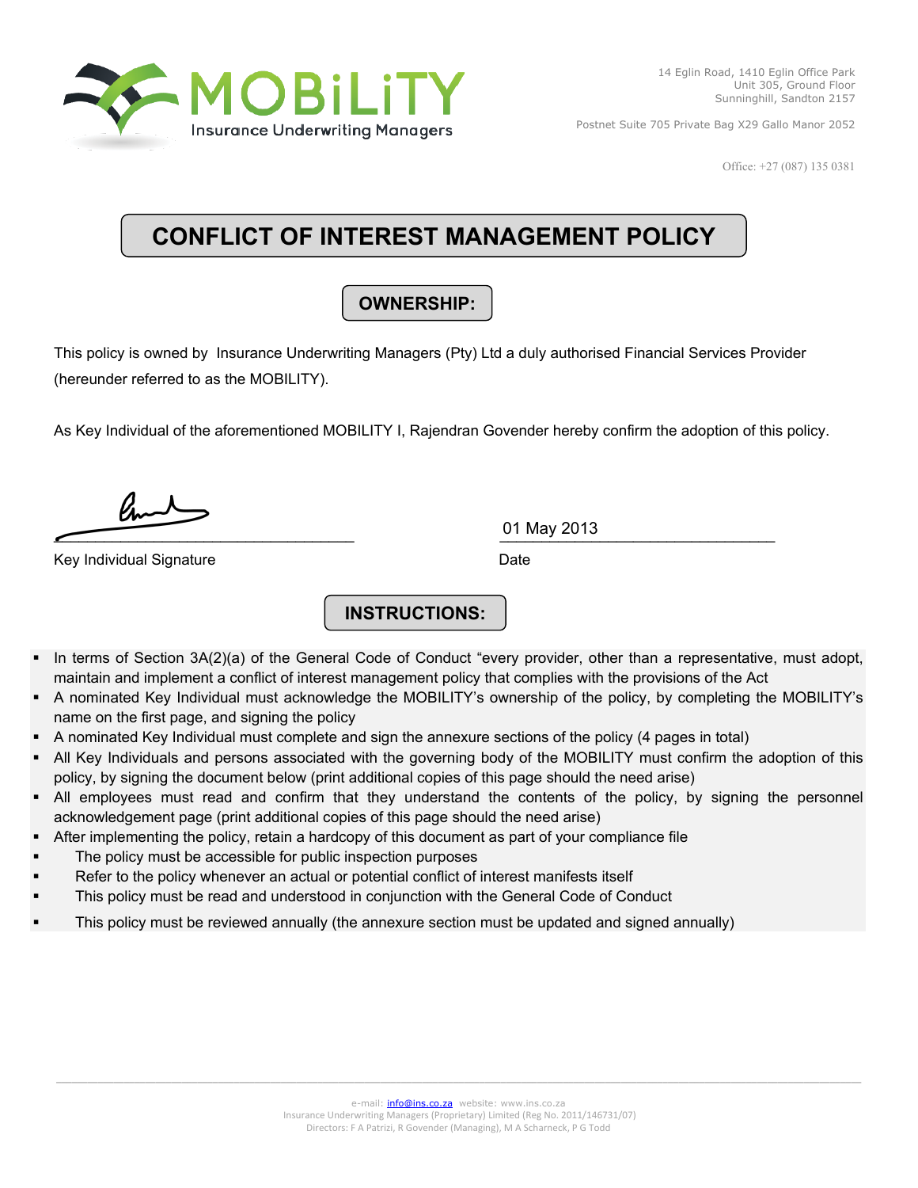MOBiLiTY
Insurance Underwriting Managers

14 Eglin Road, 1410 Eglin Office Park
Unit 305, Ground Floor
Sunninghill, Sandton 2157

Postnet Suite 705 Private Bag X29 Gallo Manor 2052

Office: +27 (087) 135 0381

# CONFLICT OF INTEREST MANAGEMENT POLICY

## OWNERSHIP:

This policy is owned by Insurance Underwriting Managers (Pty) Ltd a duly authorised Financial Services Provider (hereunder referred to as the MOBILITY).

As Key Individual of the aforementioned MOBILITY I, Rajendran Govender hereby confirm the adoption of this policy.

______________________________ 01 May 2013

Key Individual Signature Date

## INSTRUCTIONS:

- In terms of Section 3A(2)(a) of the General Code of Conduct "every provider, other than a representative, must adopt, maintain and implement a conflict of interest management policy that complies with the provisions of the Act
- A nominated Key Individual must acknowledge the MOBILITY's ownership of the policy, by completing the MOBILITY's name on the first page, and signing the policy
- A nominated Key Individual must complete and sign the annexure sections of the policy (4 pages in total)
- All Key Individuals and persons associated with the governing body of the MOBILITY must confirm the adoption of this policy, by signing the document below (print additional copies of this page should the need arise)
- All employees must read and confirm that they understand the contents of the policy, by signing the personnel acknowledgement page (print additional copies of this page should the need arise)
- After implementing the policy, retain a hardcopy of this document as part of your compliance file
- The policy must be accessible for public inspection purposes
- Refer to the policy whenever an actual or potential conflict of interest manifests itself
- This policy must be read and understood in conjunction with the General Code of Conduct
- This policy must be reviewed annually (the annexure section must be updated and signed annually)

e-mail: info@ins.co.za website: www.ins.co.za
Insurance Underwriting Managers (Proprietary) Limited (Reg No. 2011/146731/07)
Directors: F A Patrizi, R Govender (Managing), M A Scharneck, P G Todd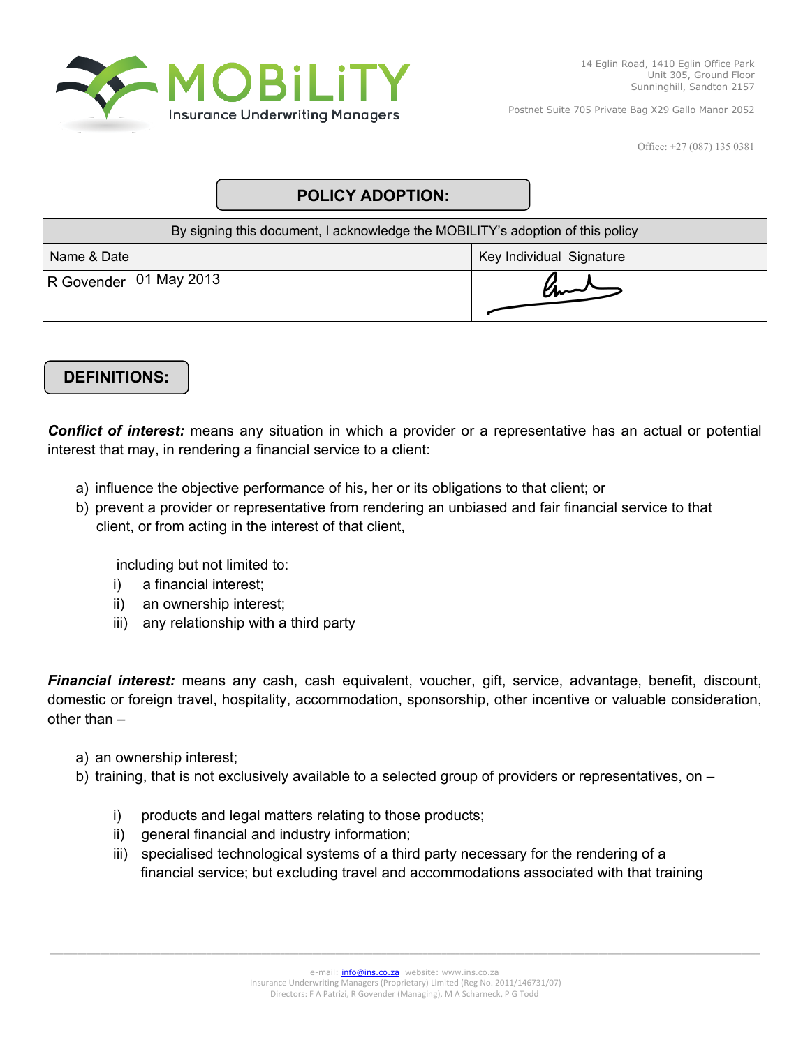## POLICY ADOPTION:

| By signing this document, I acknowledge the MOBILITY's adoption of this policy | |
|---|---|
| Name & Date | Key Individual Signature |
| R Govender 01 May 2013 | |

## DEFINITIONS:

***Conflict of interest:*** means any situation in which a provider or a representative has an actual or potential interest that may, in rendering a financial service to a client:

a) influence the objective performance of his, her or its obligations to that client; or
b) prevent a provider or representative from rendering an unbiased and fair financial service to that client, or from acting in the interest of that client,

including but not limited to:

i) a financial interest;
ii) an ownership interest;
iii) any relationship with a third party

***Financial interest:*** means any cash, cash equivalent, voucher, gift, service, advantage, benefit, discount, domestic or foreign travel, hospitality, accommodation, sponsorship, other incentive or valuable consideration, other than –

a) an ownership interest;
b) training, that is not exclusively available to a selected group of providers or representatives, on –

  i) products and legal matters relating to those products;
  ii) general financial and industry information;
  iii) specialised technological systems of a third party necessary for the rendering of a financial service; but excluding travel and accommodations associated with that training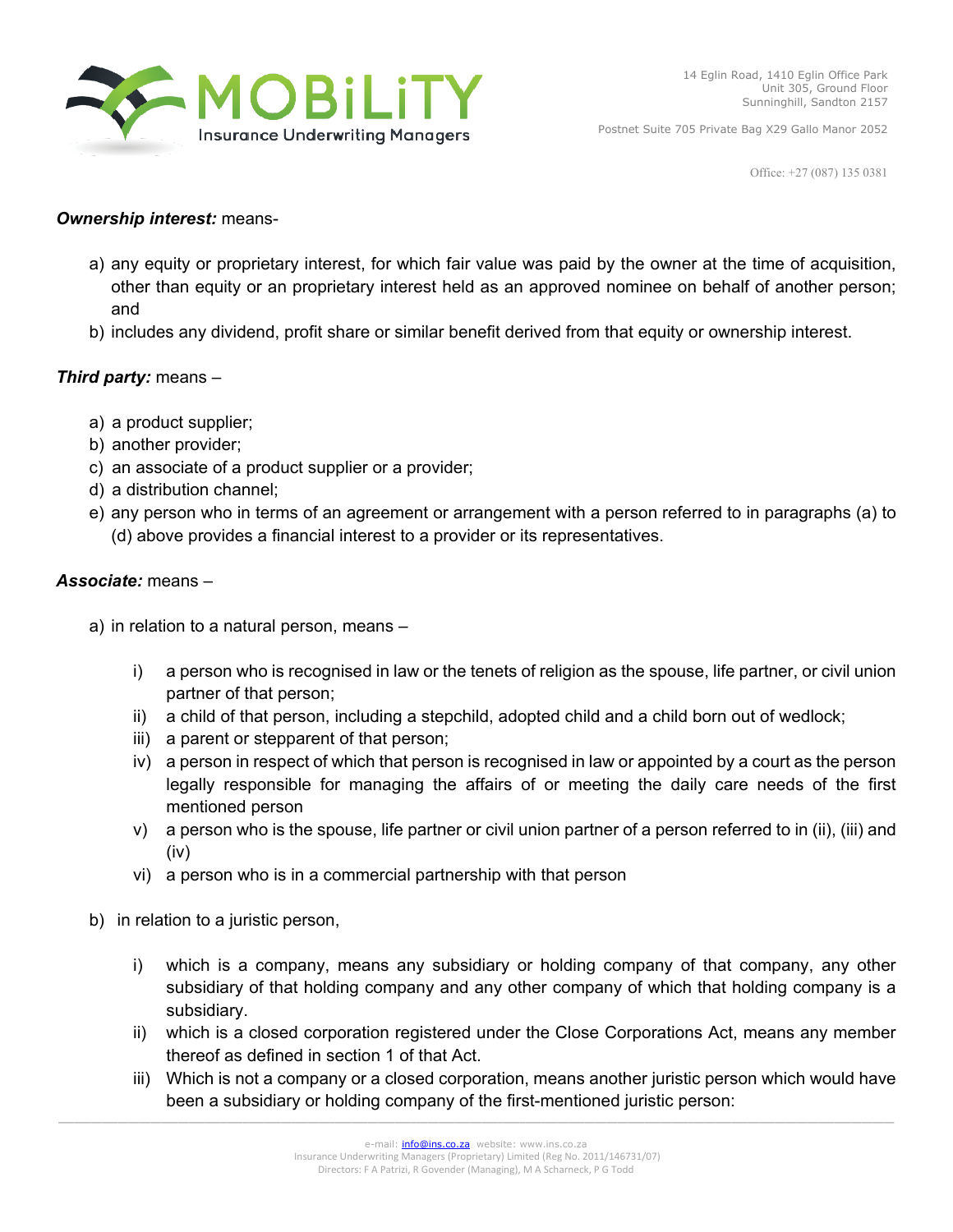***Ownership interest:*** means-

a) any equity or proprietary interest, for which fair value was paid by the owner at the time of acquisition, other than equity or an proprietary interest held as an approved nominee on behalf of another person; and
b) includes any dividend, profit share or similar benefit derived from that equity or ownership interest.

***Third party:*** means –

a) a product supplier;
b) another provider;
c) an associate of a product supplier or a provider;
d) a distribution channel;
e) any person who in terms of an agreement or arrangement with a person referred to in paragraphs (a) to (d) above provides a financial interest to a provider or its representatives.

***Associate:*** means –

a) in relation to a natural person, means –

    i) a person who is recognised in law or the tenets of religion as the spouse, life partner, or civil union partner of that person;
    ii) a child of that person, including a stepchild, adopted child and a child born out of wedlock;
    iii) a parent or stepparent of that person;
    iv) a person in respect of which that person is recognised in law or appointed by a court as the person legally responsible for managing the affairs of or meeting the daily care needs of the first mentioned person
    v) a person who is the spouse, life partner or civil union partner of a person referred to in (ii), (iii) and (iv)
    vi) a person who is in a commercial partnership with that person

b) in relation to a juristic person,

    i) which is a company, means any subsidiary or holding company of that company, any other subsidiary of that holding company and any other company of which that holding company is a subsidiary.
    ii) which is a closed corporation registered under the Close Corporations Act, means any member thereof as defined in section 1 of that Act.
    iii) Which is not a company or a closed corporation, means another juristic person which would have been a subsidiary or holding company of the first-mentioned juristic person: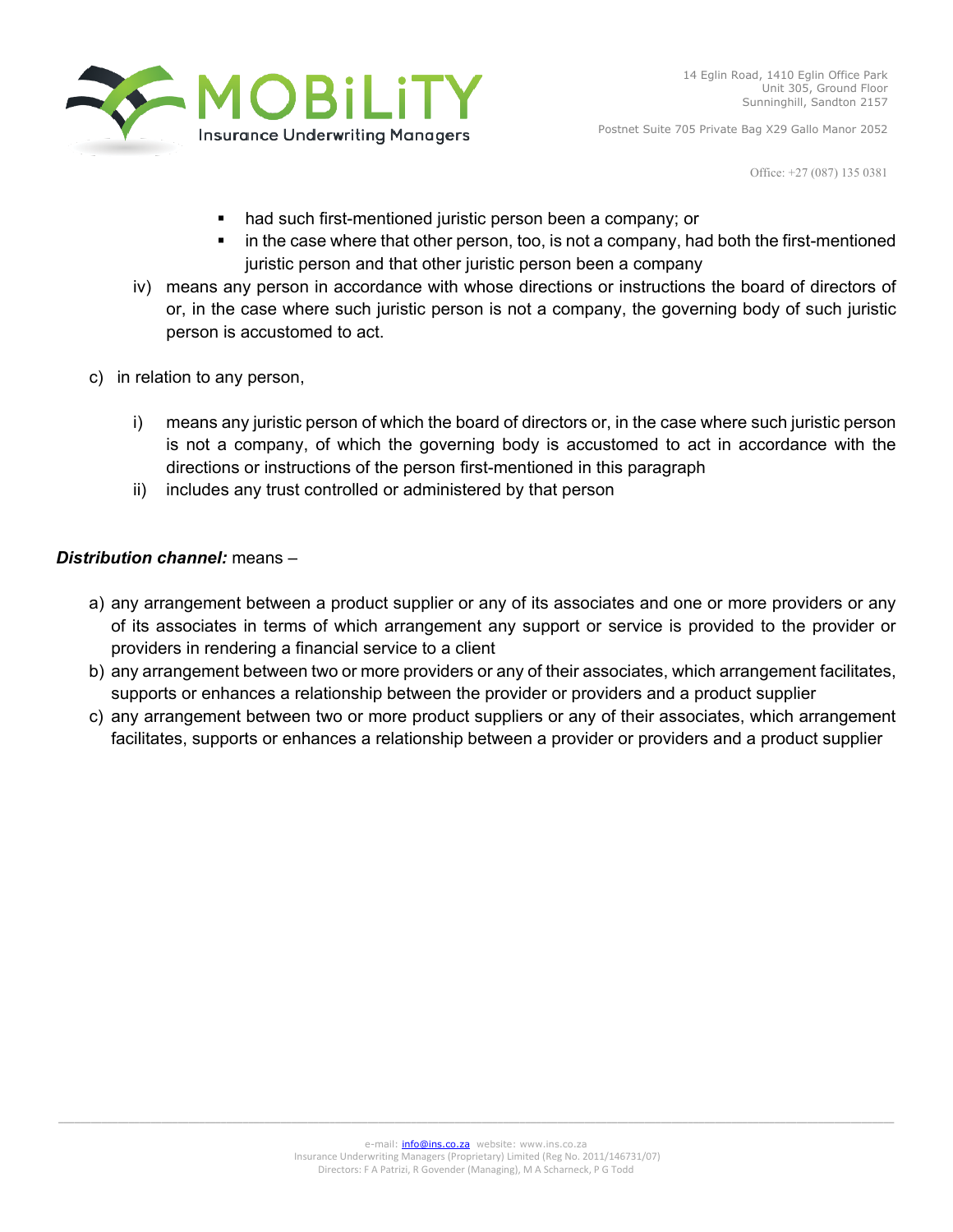- had such first-mentioned juristic person been a company; or
- in the case where that other person, too, is not a company, had both the first-mentioned juristic person and that other juristic person been a company

iv) means any person in accordance with whose directions or instructions the board of directors of or, in the case where such juristic person is not a company, the governing body of such juristic person is accustomed to act.

c) in relation to any person,

i) means any juristic person of which the board of directors or, in the case where such juristic person is not a company, of which the governing body is accustomed to act in accordance with the directions or instructions of the person first-mentioned in this paragraph

ii) includes any trust controlled or administered by that person

***Distribution channel:*** means –

a) any arrangement between a product supplier or any of its associates and one or more providers or any of its associates in terms of which arrangement any support or service is provided to the provider or providers in rendering a financial service to a client

b) any arrangement between two or more providers or any of their associates, which arrangement facilitates, supports or enhances a relationship between the provider or providers and a product supplier

c) any arrangement between two or more product suppliers or any of their associates, which arrangement facilitates, supports or enhances a relationship between a provider or providers and a product supplier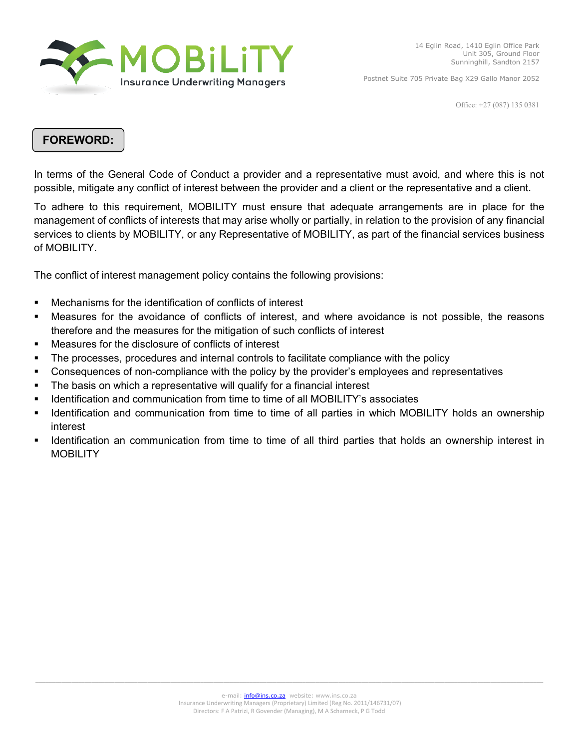## FOREWORD:

In terms of the General Code of Conduct a provider and a representative must avoid, and where this is not possible, mitigate any conflict of interest between the provider and a client or the representative and a client.

To adhere to this requirement, MOBILITY must ensure that adequate arrangements are in place for the management of conflicts of interests that may arise wholly or partially, in relation to the provision of any financial services to clients by MOBILITY, or any Representative of MOBILITY, as part of the financial services business of MOBILITY.

The conflict of interest management policy contains the following provisions:

- Mechanisms for the identification of conflicts of interest
- Measures for the avoidance of conflicts of interest, and where avoidance is not possible, the reasons therefore and the measures for the mitigation of such conflicts of interest
- Measures for the disclosure of conflicts of interest
- The processes, procedures and internal controls to facilitate compliance with the policy
- Consequences of non-compliance with the policy by the provider's employees and representatives
- The basis on which a representative will qualify for a financial interest
- Identification and communication from time to time of all MOBILITY's associates
- Identification and communication from time to time of all parties in which MOBILITY holds an ownership interest
- Identification an communication from time to time of all third parties that holds an ownership interest in MOBILITY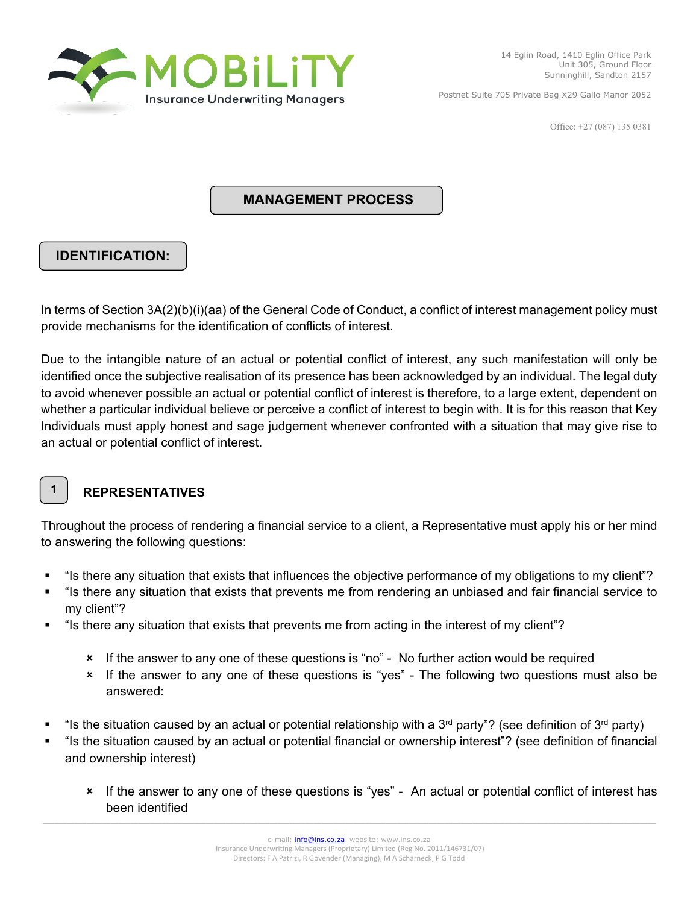# MANAGEMENT PROCESS

## IDENTIFICATION:

In terms of Section 3A(2)(b)(i)(aa) of the General Code of Conduct, a conflict of interest management policy must provide mechanisms for the identification of conflicts of interest.

Due to the intangible nature of an actual or potential conflict of interest, any such manifestation will only be identified once the subjective realisation of its presence has been acknowledged by an individual. The legal duty to avoid whenever possible an actual or potential conflict of interest is therefore, to a large extent, dependent on whether a particular individual believe or perceive a conflict of interest to begin with. It is for this reason that Key Individuals must apply honest and sage judgement whenever confronted with a situation that may give rise to an actual or potential conflict of interest.

### 1 REPRESENTATIVES

Throughout the process of rendering a financial service to a client, a Representative must apply his or her mind to answering the following questions:

- "Is there any situation that exists that influences the objective performance of my obligations to my client"?
- "Is there any situation that exists that prevents me from rendering an unbiased and fair financial service to my client"?
- "Is there any situation that exists that prevents me from acting in the interest of my client"?
  - If the answer to any one of these questions is "no" - No further action would be required
  - If the answer to any one of these questions is "yes" - The following two questions must also be answered:
- "Is the situation caused by an actual or potential relationship with a 3rd party"? (see definition of 3rd party)
- "Is the situation caused by an actual or potential financial or ownership interest"? (see definition of financial and ownership interest)
  - If the answer to any one of these questions is "yes" - An actual or potential conflict of interest has been identified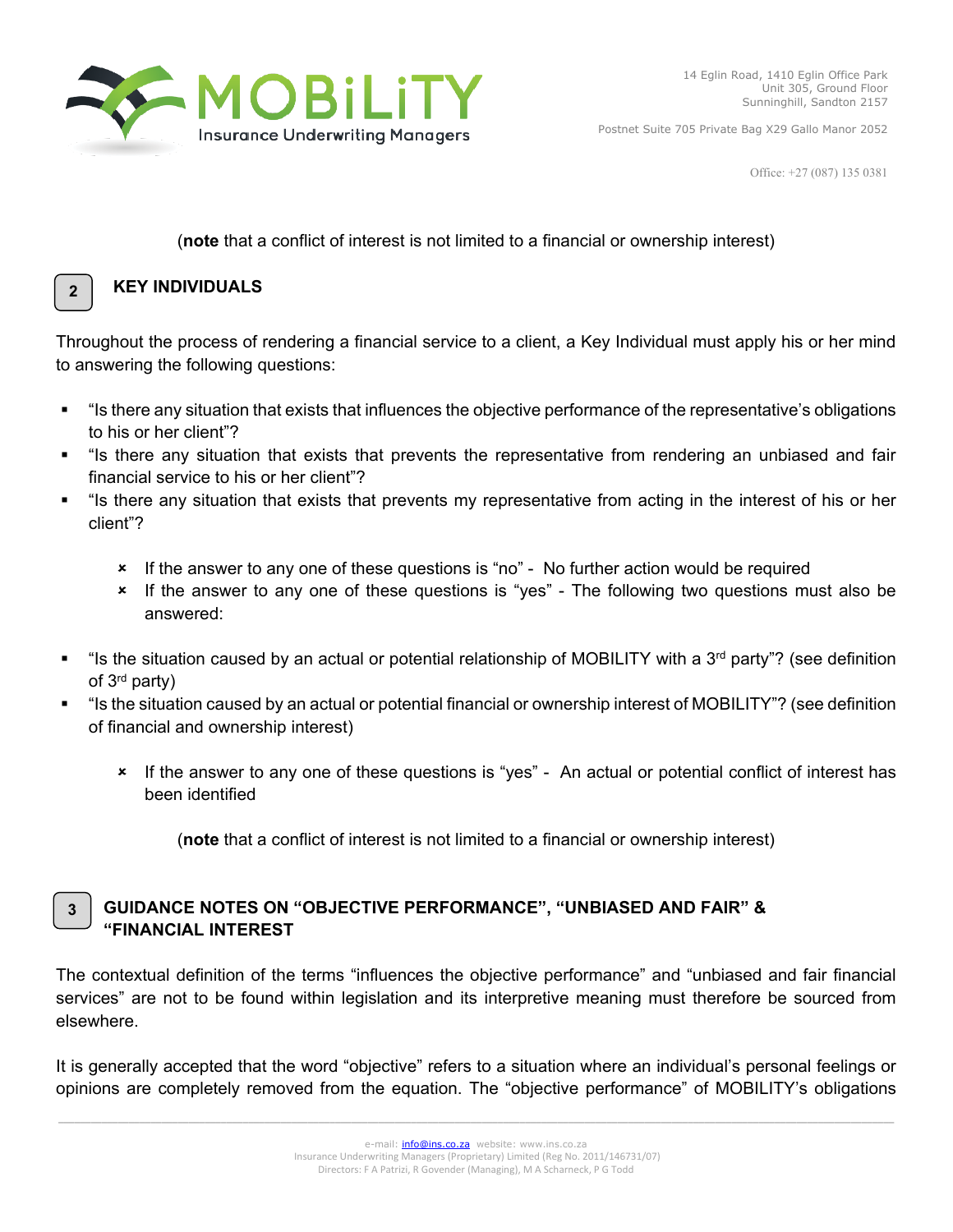(**note** that a conflict of interest is not limited to a financial or ownership interest)

## 2 KEY INDIVIDUALS

Throughout the process of rendering a financial service to a client, a Key Individual must apply his or her mind to answering the following questions:

- "Is there any situation that exists that influences the objective performance of the representative's obligations to his or her client"?
- "Is there any situation that exists that prevents the representative from rendering an unbiased and fair financial service to his or her client"?
- "Is there any situation that exists that prevents my representative from acting in the interest of his or her client"?

    - If the answer to any one of these questions is "no" - No further action would be required
    - If the answer to any one of these questions is "yes" - The following two questions must also be answered:

- "Is the situation caused by an actual or potential relationship of MOBILITY with a 3rd party"? (see definition of 3rd party)
- "Is the situation caused by an actual or potential financial or ownership interest of MOBILITY"? (see definition of financial and ownership interest)

    - If the answer to any one of these questions is "yes" - An actual or potential conflict of interest has been identified

(**note** that a conflict of interest is not limited to a financial or ownership interest)

## 3 GUIDANCE NOTES ON "OBJECTIVE PERFORMANCE", "UNBIASED AND FAIR" & "FINANCIAL INTEREST

The contextual definition of the terms "influences the objective performance" and "unbiased and fair financial services" are not to be found within legislation and its interpretive meaning must therefore be sourced from elsewhere.

It is generally accepted that the word "objective" refers to a situation where an individual's personal feelings or opinions are completely removed from the equation. The "objective performance" of MOBILITY's obligations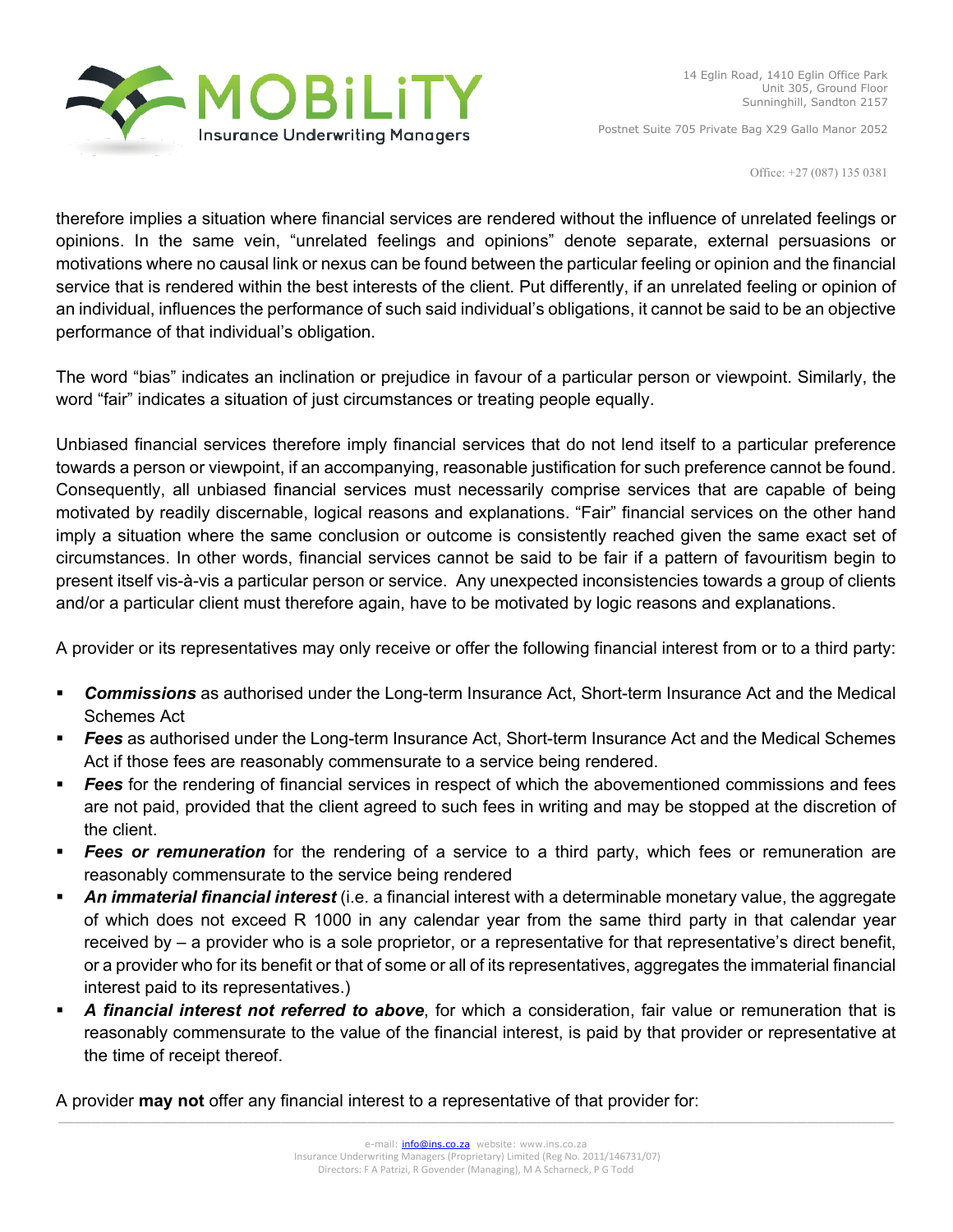therefore implies a situation where financial services are rendered without the influence of unrelated feelings or opinions. In the same vein, "unrelated feelings and opinions" denote separate, external persuasions or motivations where no causal link or nexus can be found between the particular feeling or opinion and the financial service that is rendered within the best interests of the client. Put differently, if an unrelated feeling or opinion of an individual, influences the performance of such said individual's obligations, it cannot be said to be an objective performance of that individual's obligation.

The word "bias" indicates an inclination or prejudice in favour of a particular person or viewpoint. Similarly, the word "fair" indicates a situation of just circumstances or treating people equally.

Unbiased financial services therefore imply financial services that do not lend itself to a particular preference towards a person or viewpoint, if an accompanying, reasonable justification for such preference cannot be found. Consequently, all unbiased financial services must necessarily comprise services that are capable of being motivated by readily discernable, logical reasons and explanations. "Fair" financial services on the other hand imply a situation where the same conclusion or outcome is consistently reached given the same exact set of circumstances. In other words, financial services cannot be said to be fair if a pattern of favouritism begin to present itself vis-à-vis a particular person or service. Any unexpected inconsistencies towards a group of clients and/or a particular client must therefore again, have to be motivated by logic reasons and explanations.

A provider or its representatives may only receive or offer the following financial interest from or to a third party:

- ***Commissions*** as authorised under the Long-term Insurance Act, Short-term Insurance Act and the Medical Schemes Act
- ***Fees*** as authorised under the Long-term Insurance Act, Short-term Insurance Act and the Medical Schemes Act if those fees are reasonably commensurate to a service being rendered.
- ***Fees*** for the rendering of financial services in respect of which the abovementioned commissions and fees are not paid, provided that the client agreed to such fees in writing and may be stopped at the discretion of the client.
- ***Fees or remuneration*** for the rendering of a service to a third party, which fees or remuneration are reasonably commensurate to the service being rendered
- ***An immaterial financial interest*** (i.e. a financial interest with a determinable monetary value, the aggregate of which does not exceed R 1000 in any calendar year from the same third party in that calendar year received by – a provider who is a sole proprietor, or a representative for that representative's direct benefit, or a provider who for its benefit or that of some or all of its representatives, aggregates the immaterial financial interest paid to its representatives.)
- ***A financial interest not referred to above***, for which a consideration, fair value or remuneration that is reasonably commensurate to the value of the financial interest, is paid by that provider or representative at the time of receipt thereof.

A provider **may not** offer any financial interest to a representative of that provider for: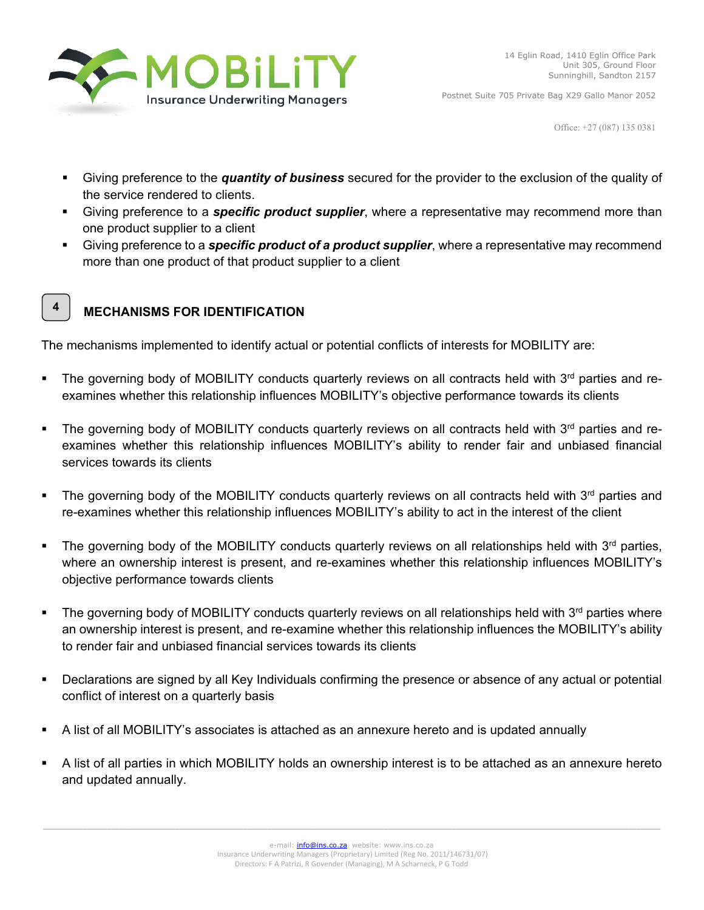- Giving preference to the ***quantity of business*** secured for the provider to the exclusion of the quality of the service rendered to clients.
- Giving preference to a ***specific product supplier***, where a representative may recommend more than one product supplier to a client
- Giving preference to a ***specific product of a product supplier***, where a representative may recommend more than one product of that product supplier to a client

## 4 MECHANISMS FOR IDENTIFICATION

The mechanisms implemented to identify actual or potential conflicts of interests for MOBILITY are:

- The governing body of MOBILITY conducts quarterly reviews on all contracts held with 3rd parties and re-examines whether this relationship influences MOBILITY's objective performance towards its clients

- The governing body of MOBILITY conducts quarterly reviews on all contracts held with 3rd parties and re-examines whether this relationship influences MOBILITY's ability to render fair and unbiased financial services towards its clients

- The governing body of the MOBILITY conducts quarterly reviews on all contracts held with 3rd parties and re-examines whether this relationship influences MOBILITY's ability to act in the interest of the client

- The governing body of the MOBILITY conducts quarterly reviews on all relationships held with 3rd parties, where an ownership interest is present, and re-examines whether this relationship influences MOBILITY's objective performance towards clients

- The governing body of MOBILITY conducts quarterly reviews on all relationships held with 3rd parties where an ownership interest is present, and re-examine whether this relationship influences the MOBILITY's ability to render fair and unbiased financial services towards its clients

- Declarations are signed by all Key Individuals confirming the presence or absence of any actual or potential conflict of interest on a quarterly basis

- A list of all MOBILITY's associates is attached as an annexure hereto and is updated annually

- A list of all parties in which MOBILITY holds an ownership interest is to be attached as an annexure hereto and updated annually.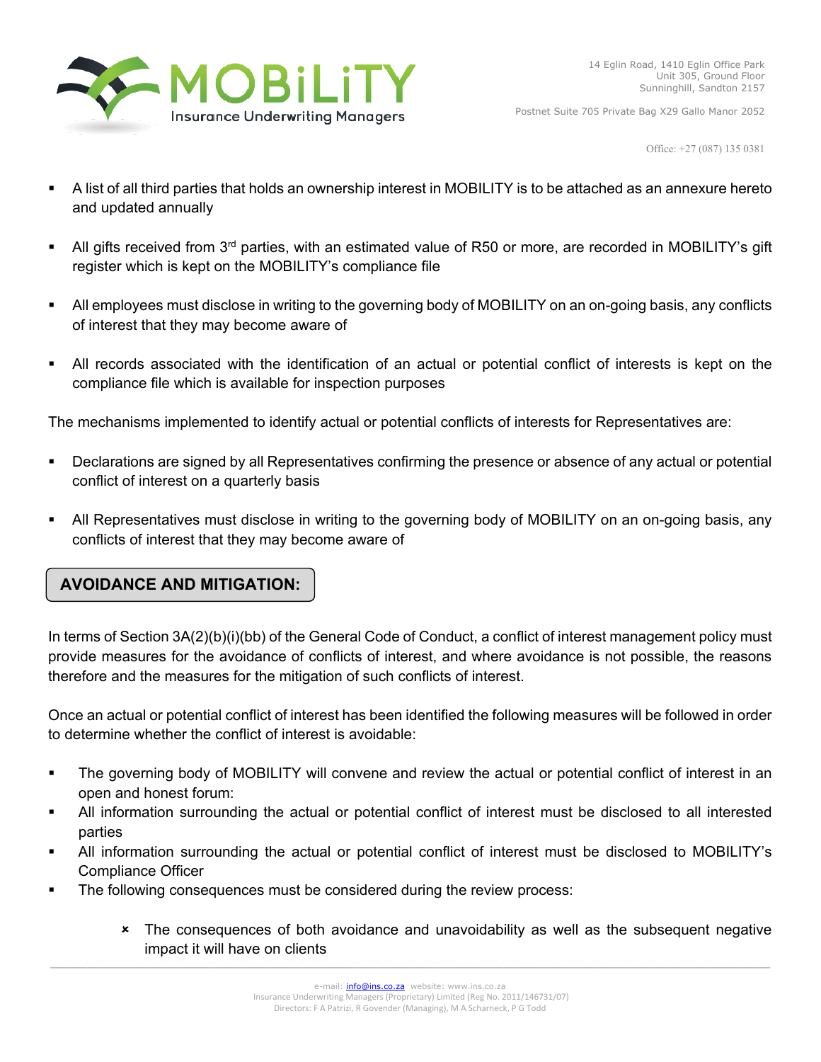- A list of all third parties that holds an ownership interest in MOBILITY is to be attached as an annexure hereto and updated annually
- All gifts received from 3rd parties, with an estimated value of R50 or more, are recorded in MOBILITY's gift register which is kept on the MOBILITY's compliance file
- All employees must disclose in writing to the governing body of MOBILITY on an on-going basis, any conflicts of interest that they may become aware of
- All records associated with the identification of an actual or potential conflict of interests is kept on the compliance file which is available for inspection purposes

The mechanisms implemented to identify actual or potential conflicts of interests for Representatives are:

- Declarations are signed by all Representatives confirming the presence or absence of any actual or potential conflict of interest on a quarterly basis
- All Representatives must disclose in writing to the governing body of MOBILITY on an on-going basis, any conflicts of interest that they may become aware of

## AVOIDANCE AND MITIGATION:

In terms of Section 3A(2)(b)(i)(bb) of the General Code of Conduct, a conflict of interest management policy must provide measures for the avoidance of conflicts of interest, and where avoidance is not possible, the reasons therefore and the measures for the mitigation of such conflicts of interest.

Once an actual or potential conflict of interest has been identified the following measures will be followed in order to determine whether the conflict of interest is avoidable:

- The governing body of MOBILITY will convene and review the actual or potential conflict of interest in an open and honest forum:
- All information surrounding the actual or potential conflict of interest must be disclosed to all interested parties
- All information surrounding the actual or potential conflict of interest must be disclosed to MOBILITY's Compliance Officer
- The following consequences must be considered during the review process:
    - The consequences of both avoidance and unavoidability as well as the subsequent negative impact it will have on clients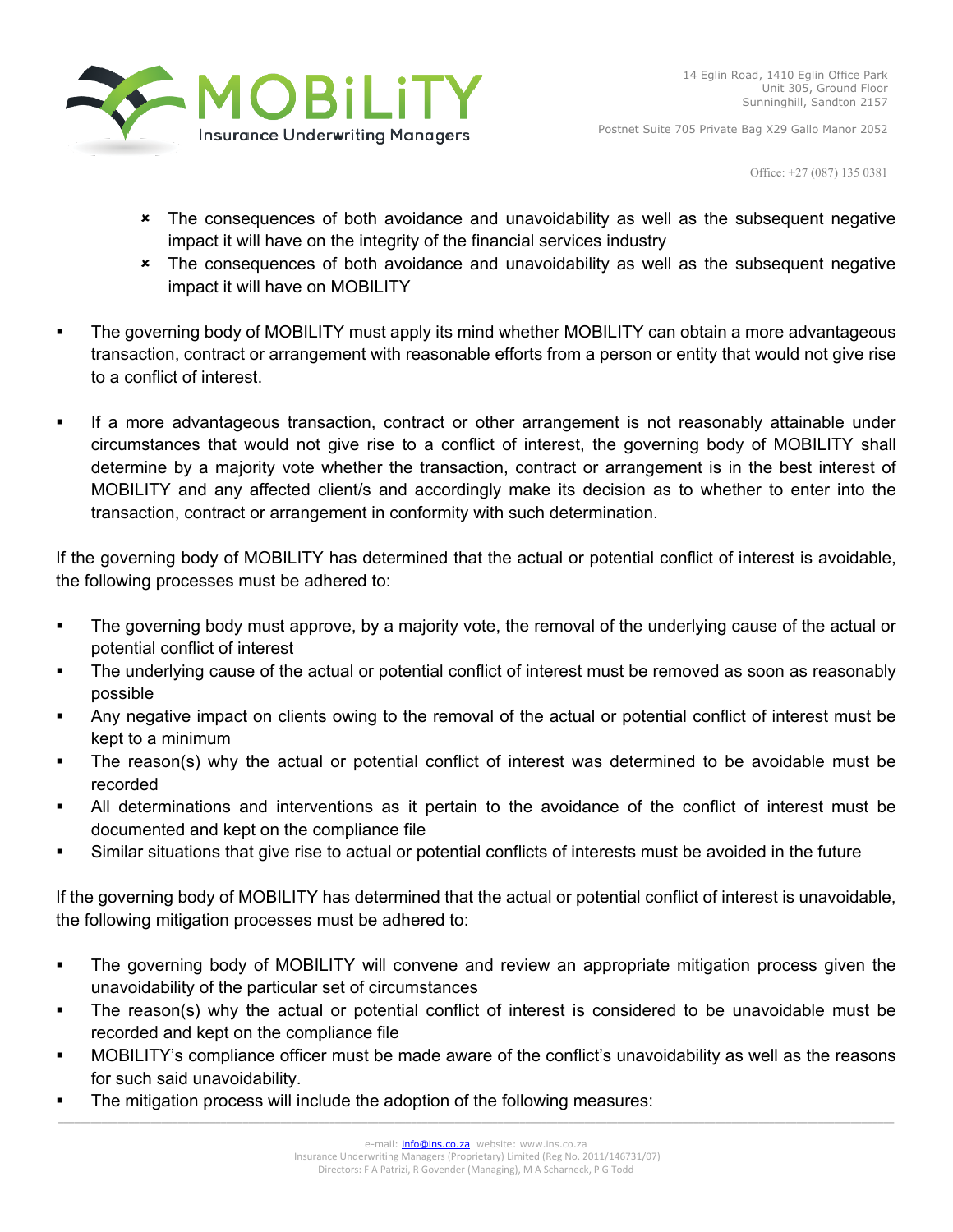- The consequences of both avoidance and unavoidability as well as the subsequent negative impact it will have on the integrity of the financial services industry
  - The consequences of both avoidance and unavoidability as well as the subsequent negative impact it will have on MOBILITY

- The governing body of MOBILITY must apply its mind whether MOBILITY can obtain a more advantageous transaction, contract or arrangement with reasonable efforts from a person or entity that would not give rise to a conflict of interest.

- If a more advantageous transaction, contract or other arrangement is not reasonably attainable under circumstances that would not give rise to a conflict of interest, the governing body of MOBILITY shall determine by a majority vote whether the transaction, contract or arrangement is in the best interest of MOBILITY and any affected client/s and accordingly make its decision as to whether to enter into the transaction, contract or arrangement in conformity with such determination.

If the governing body of MOBILITY has determined that the actual or potential conflict of interest is avoidable, the following processes must be adhered to:

- The governing body must approve, by a majority vote, the removal of the underlying cause of the actual or potential conflict of interest
- The underlying cause of the actual or potential conflict of interest must be removed as soon as reasonably possible
- Any negative impact on clients owing to the removal of the actual or potential conflict of interest must be kept to a minimum
- The reason(s) why the actual or potential conflict of interest was determined to be avoidable must be recorded
- All determinations and interventions as it pertain to the avoidance of the conflict of interest must be documented and kept on the compliance file
- Similar situations that give rise to actual or potential conflicts of interests must be avoided in the future

If the governing body of MOBILITY has determined that the actual or potential conflict of interest is unavoidable, the following mitigation processes must be adhered to:

- The governing body of MOBILITY will convene and review an appropriate mitigation process given the unavoidability of the particular set of circumstances
- The reason(s) why the actual or potential conflict of interest is considered to be unavoidable must be recorded and kept on the compliance file
- MOBILITY's compliance officer must be made aware of the conflict's unavoidability as well as the reasons for such said unavoidability.
- The mitigation process will include the adoption of the following measures: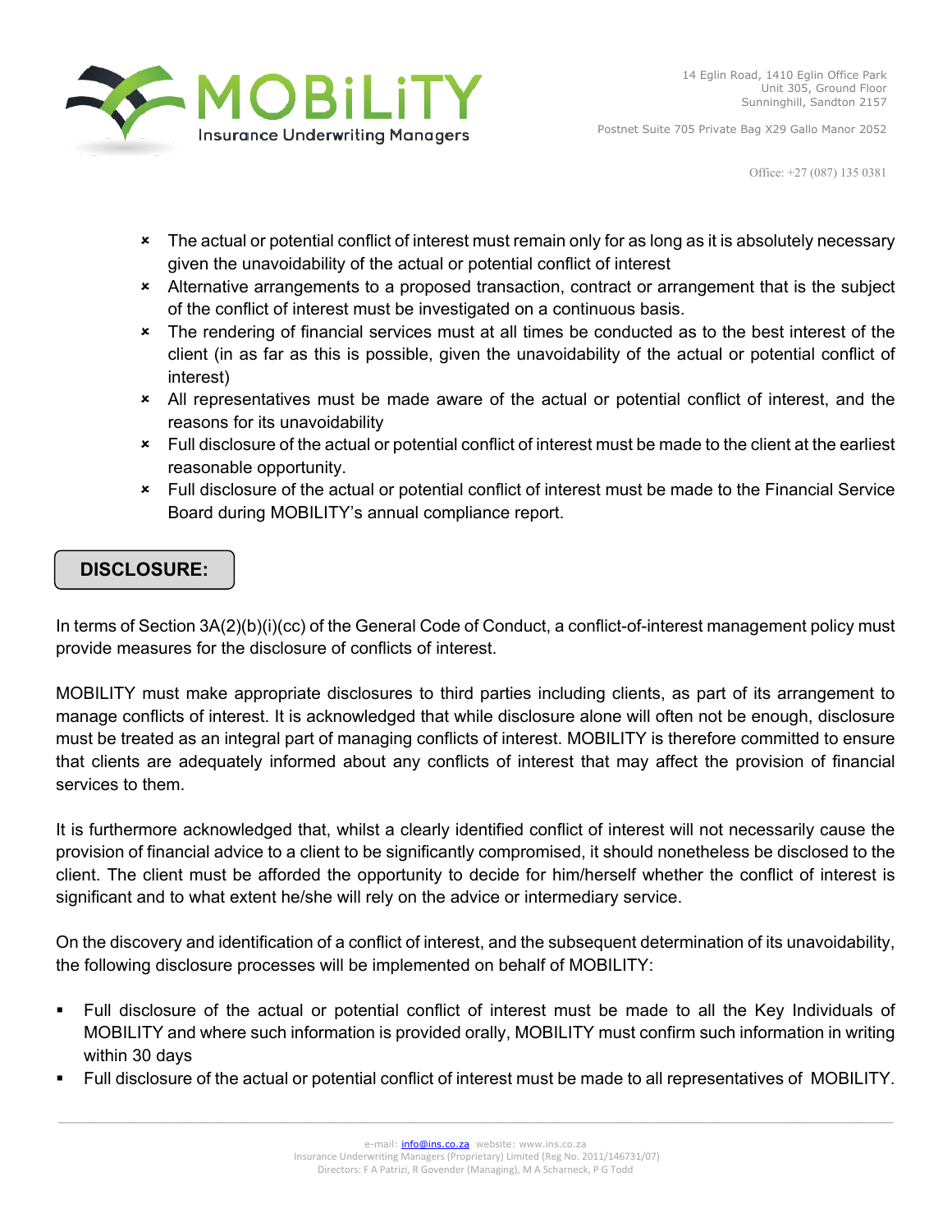- The actual or potential conflict of interest must remain only for as long as it is absolutely necessary given the unavoidability of the actual or potential conflict of interest
- Alternative arrangements to a proposed transaction, contract or arrangement that is the subject of the conflict of interest must be investigated on a continuous basis.
- The rendering of financial services must at all times be conducted as to the best interest of the client (in as far as this is possible, given the unavoidability of the actual or potential conflict of interest)
- All representatives must be made aware of the actual or potential conflict of interest, and the reasons for its unavoidability
- Full disclosure of the actual or potential conflict of interest must be made to the client at the earliest reasonable opportunity.
- Full disclosure of the actual or potential conflict of interest must be made to the Financial Service Board during MOBILITY's annual compliance report.

## DISCLOSURE:

In terms of Section 3A(2)(b)(i)(cc) of the General Code of Conduct, a conflict-of-interest management policy must provide measures for the disclosure of conflicts of interest.

MOBILITY must make appropriate disclosures to third parties including clients, as part of its arrangement to manage conflicts of interest. It is acknowledged that while disclosure alone will often not be enough, disclosure must be treated as an integral part of managing conflicts of interest. MOBILITY is therefore committed to ensure that clients are adequately informed about any conflicts of interest that may affect the provision of financial services to them.

It is furthermore acknowledged that, whilst a clearly identified conflict of interest will not necessarily cause the provision of financial advice to a client to be significantly compromised, it should nonetheless be disclosed to the client. The client must be afforded the opportunity to decide for him/herself whether the conflict of interest is significant and to what extent he/she will rely on the advice or intermediary service.

On the discovery and identification of a conflict of interest, and the subsequent determination of its unavoidability, the following disclosure processes will be implemented on behalf of MOBILITY:

- Full disclosure of the actual or potential conflict of interest must be made to all the Key Individuals of MOBILITY and where such information is provided orally, MOBILITY must confirm such information in writing within 30 days
- Full disclosure of the actual or potential conflict of interest must be made to all representatives of MOBILITY.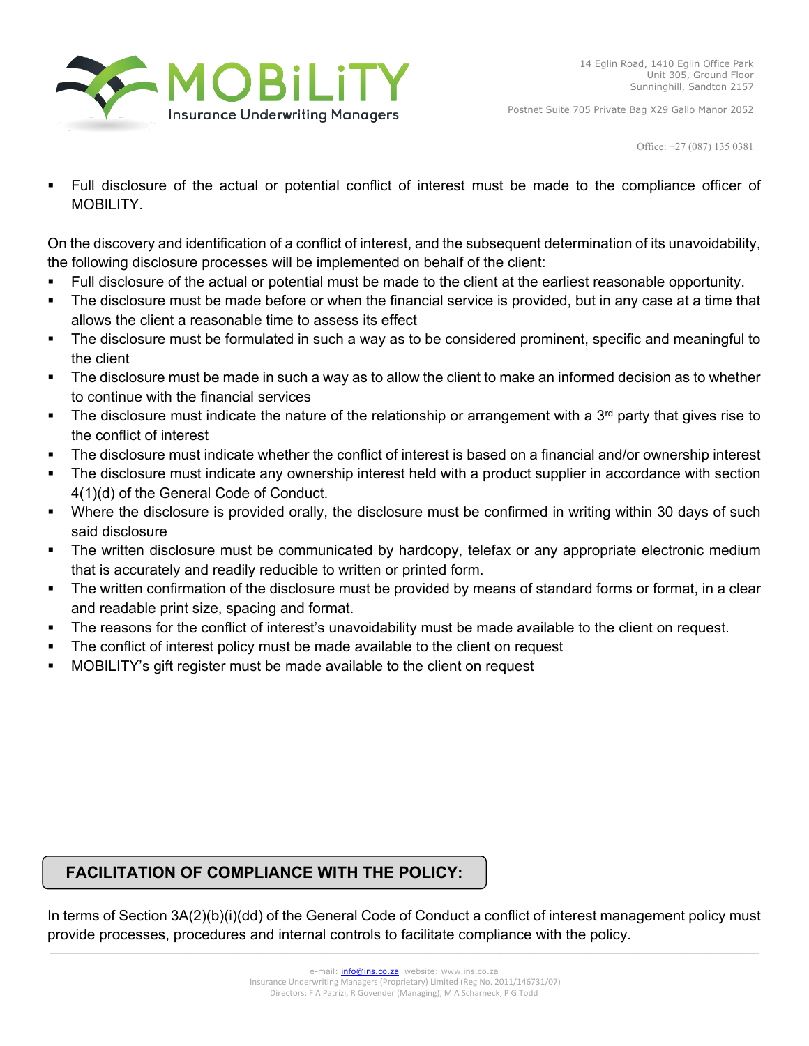- Full disclosure of the actual or potential conflict of interest must be made to the compliance officer of MOBILITY.

On the discovery and identification of a conflict of interest, and the subsequent determination of its unavoidability, the following disclosure processes will be implemented on behalf of the client:

- Full disclosure of the actual or potential must be made to the client at the earliest reasonable opportunity.
- The disclosure must be made before or when the financial service is provided, but in any case at a time that allows the client a reasonable time to assess its effect
- The disclosure must be formulated in such a way as to be considered prominent, specific and meaningful to the client
- The disclosure must be made in such a way as to allow the client to make an informed decision as to whether to continue with the financial services
- The disclosure must indicate the nature of the relationship or arrangement with a 3rd party that gives rise to the conflict of interest
- The disclosure must indicate whether the conflict of interest is based on a financial and/or ownership interest
- The disclosure must indicate any ownership interest held with a product supplier in accordance with section 4(1)(d) of the General Code of Conduct.
- Where the disclosure is provided orally, the disclosure must be confirmed in writing within 30 days of such said disclosure
- The written disclosure must be communicated by hardcopy, telefax or any appropriate electronic medium that is accurately and readily reducible to written or printed form.
- The written confirmation of the disclosure must be provided by means of standard forms or format, in a clear and readable print size, spacing and format.
- The reasons for the conflict of interest's unavoidability must be made available to the client on request.
- The conflict of interest policy must be made available to the client on request
- MOBILITY's gift register must be made available to the client on request

## FACILITATION OF COMPLIANCE WITH THE POLICY:

In terms of Section 3A(2)(b)(i)(dd) of the General Code of Conduct a conflict of interest management policy must provide processes, procedures and internal controls to facilitate compliance with the policy.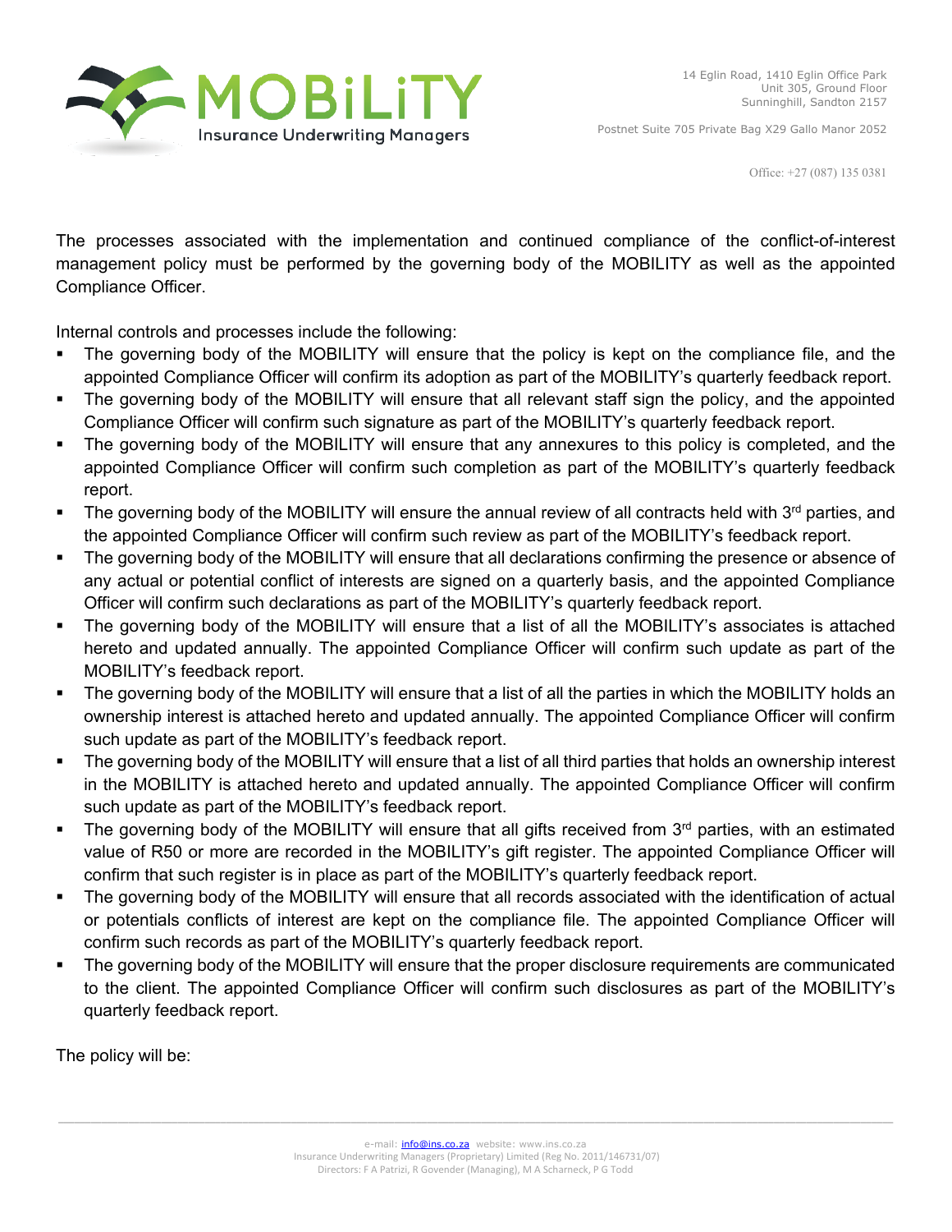The processes associated with the implementation and continued compliance of the conflict-of-interest management policy must be performed by the governing body of the MOBILITY as well as the appointed Compliance Officer.

Internal controls and processes include the following:

- The governing body of the MOBILITY will ensure that the policy is kept on the compliance file, and the appointed Compliance Officer will confirm its adoption as part of the MOBILITY's quarterly feedback report.
- The governing body of the MOBILITY will ensure that all relevant staff sign the policy, and the appointed Compliance Officer will confirm such signature as part of the MOBILITY's quarterly feedback report.
- The governing body of the MOBILITY will ensure that any annexures to this policy is completed, and the appointed Compliance Officer will confirm such completion as part of the MOBILITY's quarterly feedback report.
- The governing body of the MOBILITY will ensure the annual review of all contracts held with 3rd parties, and the appointed Compliance Officer will confirm such review as part of the MOBILITY's feedback report.
- The governing body of the MOBILITY will ensure that all declarations confirming the presence or absence of any actual or potential conflict of interests are signed on a quarterly basis, and the appointed Compliance Officer will confirm such declarations as part of the MOBILITY's quarterly feedback report.
- The governing body of the MOBILITY will ensure that a list of all the MOBILITY's associates is attached hereto and updated annually. The appointed Compliance Officer will confirm such update as part of the MOBILITY's feedback report.
- The governing body of the MOBILITY will ensure that a list of all the parties in which the MOBILITY holds an ownership interest is attached hereto and updated annually. The appointed Compliance Officer will confirm such update as part of the MOBILITY's feedback report.
- The governing body of the MOBILITY will ensure that a list of all third parties that holds an ownership interest in the MOBILITY is attached hereto and updated annually. The appointed Compliance Officer will confirm such update as part of the MOBILITY's feedback report.
- The governing body of the MOBILITY will ensure that all gifts received from 3rd parties, with an estimated value of R50 or more are recorded in the MOBILITY's gift register. The appointed Compliance Officer will confirm that such register is in place as part of the MOBILITY's quarterly feedback report.
- The governing body of the MOBILITY will ensure that all records associated with the identification of actual or potentials conflicts of interest are kept on the compliance file. The appointed Compliance Officer will confirm such records as part of the MOBILITY's quarterly feedback report.
- The governing body of the MOBILITY will ensure that the proper disclosure requirements are communicated to the client. The appointed Compliance Officer will confirm such disclosures as part of the MOBILITY's quarterly feedback report.

The policy will be: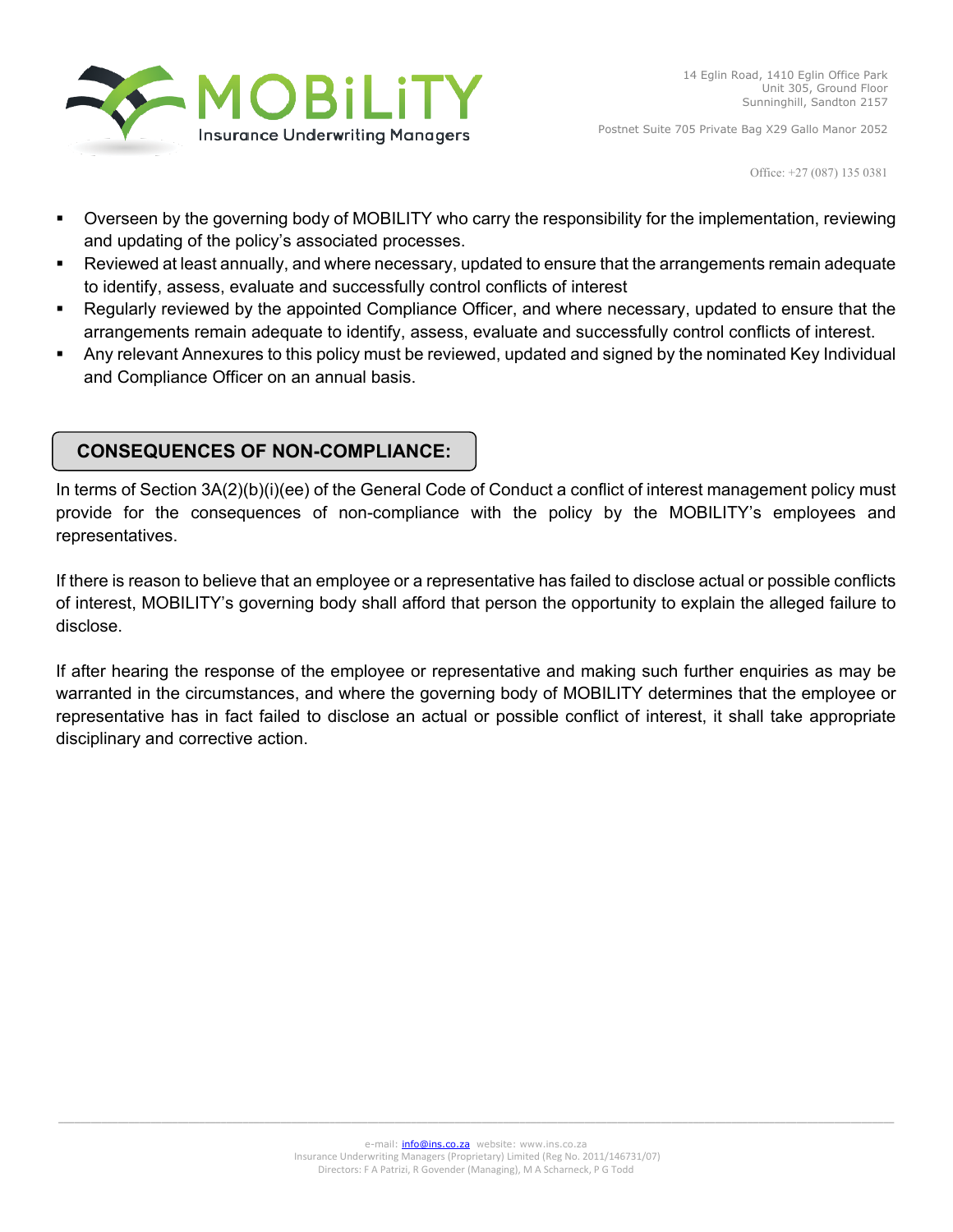- Overseen by the governing body of MOBILITY who carry the responsibility for the implementation, reviewing and updating of the policy's associated processes.
- Reviewed at least annually, and where necessary, updated to ensure that the arrangements remain adequate to identify, assess, evaluate and successfully control conflicts of interest
- Regularly reviewed by the appointed Compliance Officer, and where necessary, updated to ensure that the arrangements remain adequate to identify, assess, evaluate and successfully control conflicts of interest.
- Any relevant Annexures to this policy must be reviewed, updated and signed by the nominated Key Individual and Compliance Officer on an annual basis.

## CONSEQUENCES OF NON-COMPLIANCE:

In terms of Section 3A(2)(b)(i)(ee) of the General Code of Conduct a conflict of interest management policy must provide for the consequences of non-compliance with the policy by the MOBILITY's employees and representatives.

If there is reason to believe that an employee or a representative has failed to disclose actual or possible conflicts of interest, MOBILITY's governing body shall afford that person the opportunity to explain the alleged failure to disclose.

If after hearing the response of the employee or representative and making such further enquiries as may be warranted in the circumstances, and where the governing body of MOBILITY determines that the employee or representative has in fact failed to disclose an actual or possible conflict of interest, it shall take appropriate disciplinary and corrective action.